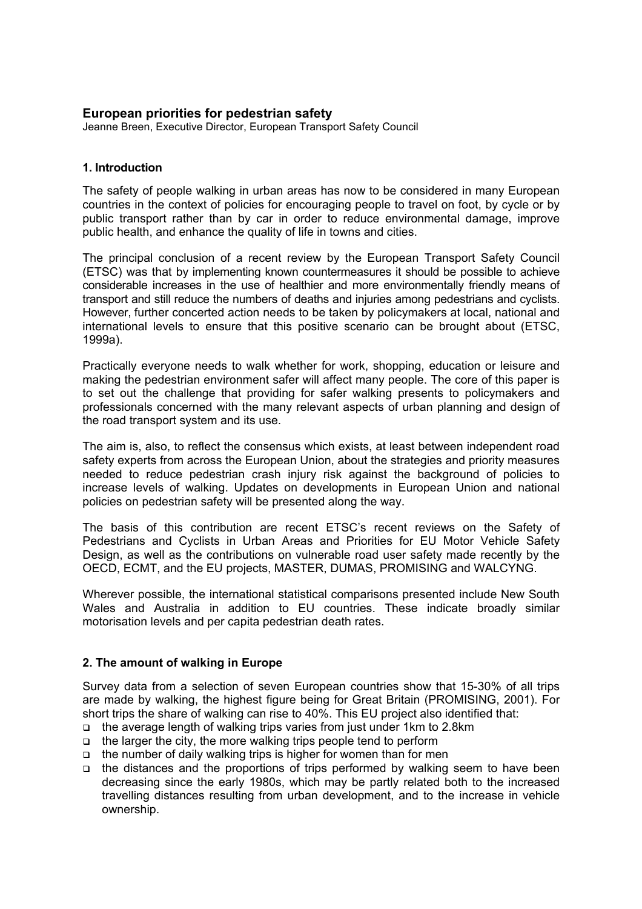## European priorities for pedestrian safety

Jeanne Breen, Executive Director, European Transport Safety Council

### 1. Introduction

The safety of people walking in urban areas has now to be considered in many European countries in the context of policies for encouraging people to travel on foot, by cycle or by public transport rather than by car in order to reduce environmental damage, improve public health, and enhance the quality of life in towns and cities.

The principal conclusion of a recent review by the European Transport Safety Council (ETSC) was that by implementing known countermeasures it should be possible to achieve considerable increases in the use of healthier and more environmentally friendly means of transport and still reduce the numbers of deaths and injuries among pedestrians and cyclists. However, further concerted action needs to be taken by policymakers at local, national and international levels to ensure that this positive scenario can be brought about (ETSC, 1999a).

Practically everyone needs to walk whether for work, shopping, education or leisure and making the pedestrian environment safer will affect many people. The core of this paper is to set out the challenge that providing for safer walking presents to policymakers and professionals concerned with the many relevant aspects of urban planning and design of the road transport system and its use.

The aim is, also, to reflect the consensus which exists, at least between independent road safety experts from across the European Union, about the strategies and priority measures needed to reduce pedestrian crash injury risk against the background of policies to increase levels of walking. Updates on developments in European Union and national policies on pedestrian safety will be presented along the way.

The basis of this contribution are recent ETSC's recent reviews on the Safety of Pedestrians and Cyclists in Urban Areas and Priorities for EU Motor Vehicle Safety Design, as well as the contributions on vulnerable road user safety made recently by the OECD, ECMT, and the EU projects, MASTER, DUMAS, PROMISING and WALCYNG.

Wherever possible, the international statistical comparisons presented include New South Wales and Australia in addition to EU countries. These indicate broadly similar motorisation levels and per capita pedestrian death rates.

### 2. The amount of walking in Europe

Survey data from a selection of seven European countries show that 15-30% of all trips are made by walking, the highest figure being for Great Britain (PROMISING, 2001). For short trips the share of walking can rise to 40%. This EU project also identified that:

- the average length of walking trips varies from just under 1km to 2.8km
- the larger the city, the more walking trips people tend to perform
- the number of daily walking trips is higher for women than for men
- the distances and the proportions of trips performed by walking seem to have been decreasing since the early 1980s, which may be partly related both to the increased travelling distances resulting from urban development, and to the increase in vehicle ownership.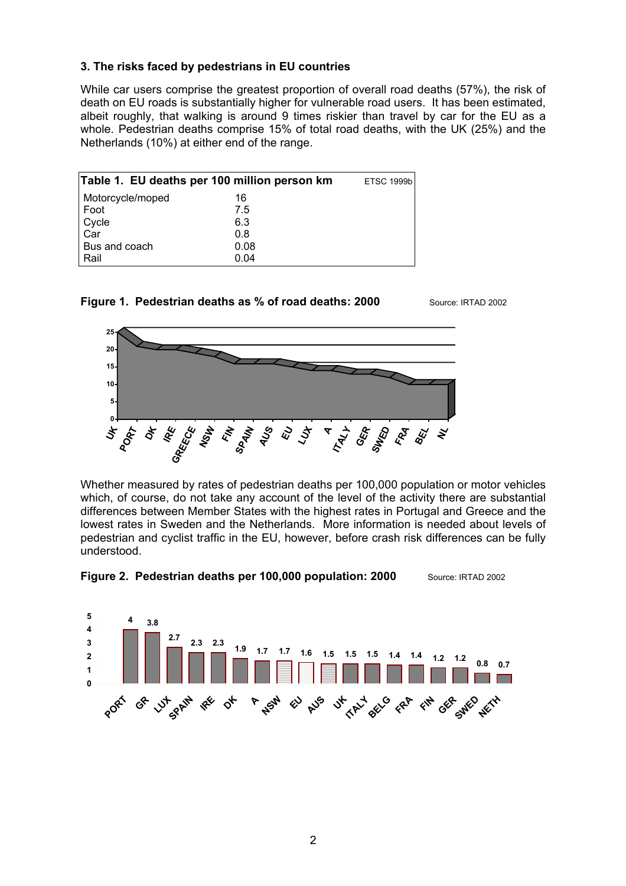### 3. The risks faced by pedestrians in EU countries

While car users comprise the greatest proportion of overall road deaths (57%), the risk of death on EU roads is substantially higher for vulnerable road users. It has been estimated, albeit roughly, that walking is around 9 times riskier than travel by car for the EU as a whole. Pedestrian deaths comprise 15% of total road deaths, with the UK (25%) and the Netherlands (10%) at either end of the range.

| Table 1. EU deaths per 100 million person km | ETSC 1999b |
|---|---|
| Motorcycle/moped | 16 |
| Foot | 7.5 |
| Cycle | 6.3 |
| Car | 0.8 |
| Bus and coach | 0.08 |
| Rail | 0.04 |

**Figure 1. Pedestrian deaths as % of road deaths: 2000** Source: IRTAD 2002

Whether measured by rates of pedestrian deaths per 100,000 population or motor vehicles which, of course, do not take any account of the level of the activity there are substantial differences between Member States with the highest rates in Portugal and Greece and the lowest rates in Sweden and the Netherlands. More information is needed about levels of pedestrian and cyclist traffic in the EU, however, before crash risk differences can be fully understood.

**Figure 2. Pedestrian deaths per 100,000 population: 2000** Source: IRTAD 2002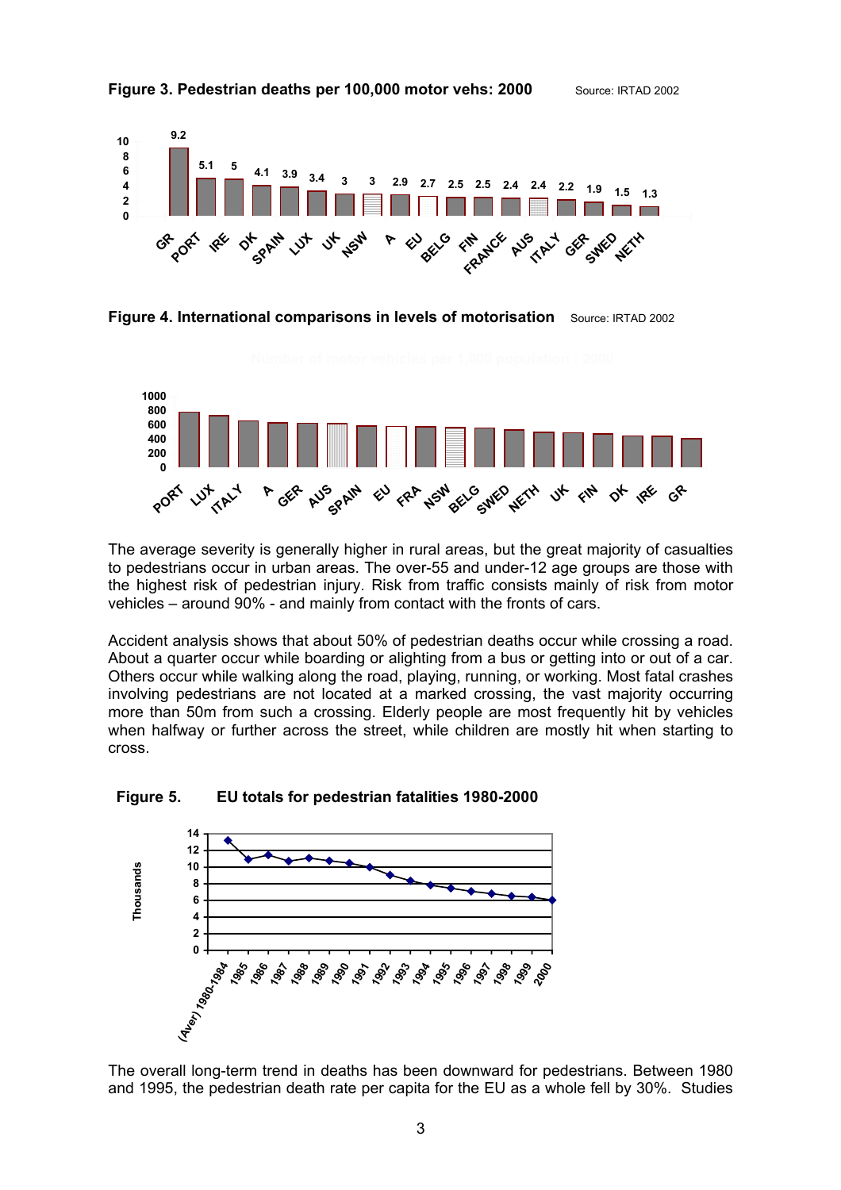**Figure 3. Pedestrian deaths per 100,000 motor vehs: 2000** Source: IRTAD 2002

| GR | PORT | IRE | DK | SPAIN | LUX | UK | NSW | A | EU | BELG | FIN | FRANCE | AUS | ITALY | GER | SWED | NETH |
|---|---|---|---|---|---|---|---|---|---|---|---|---|---|---|---|---|---|
| 9.2 | 5.1 | 5 | 4.1 | 3.9 | 3.4 | 3 | 3 | 2.9 | 2.7 | 2.5 | 2.5 | 2.4 | 2.4 | 2.2 | 1.9 | 1.5 | 1.3 |

**Figure 4. International comparisons in levels of motorisation** Source: IRTAD 2002

Number of motor vehicles per 1,000 population : 2000

The average severity is generally higher in rural areas, but the great majority of casualties to pedestrians occur in urban areas. The over-55 and under-12 age groups are those with the highest risk of pedestrian injury. Risk from traffic consists mainly of risk from motor vehicles – around 90% - and mainly from contact with the fronts of cars.

Accident analysis shows that about 50% of pedestrian deaths occur while crossing a road. About a quarter occur while boarding or alighting from a bus or getting into or out of a car. Others occur while walking along the road, playing, running, or working. Most fatal crashes involving pedestrians are not located at a marked crossing, the vast majority occurring more than 50m from such a crossing. Elderly people are most frequently hit by vehicles when halfway or further across the street, while children are mostly hit when starting to cross.

**Figure 5. EU totals for pedestrian fatalities 1980-2000**

The overall long-term trend in deaths has been downward for pedestrians. Between 1980 and 1995, the pedestrian death rate per capita for the EU as a whole fell by 30%. Studies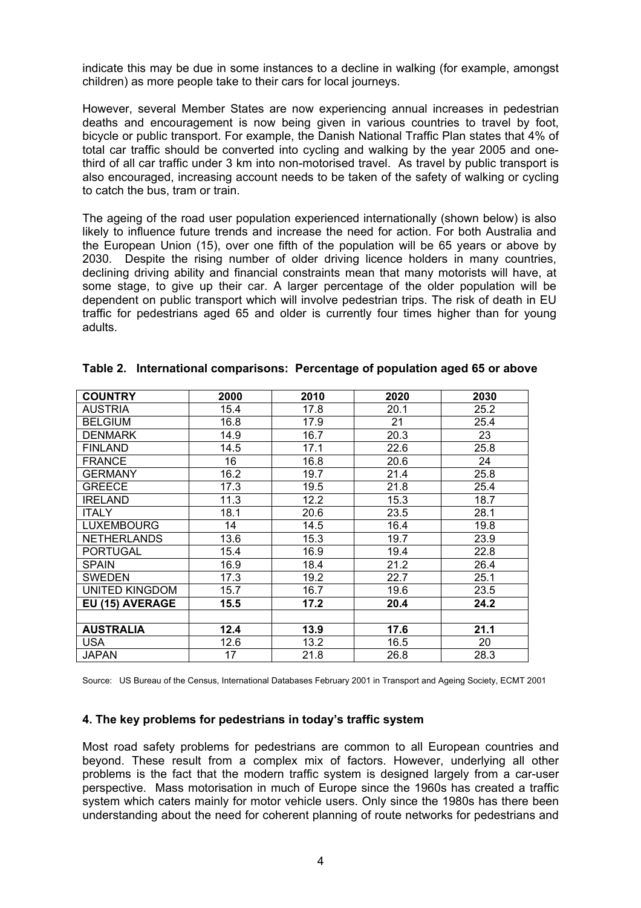indicate this may be due in some instances to a decline in walking (for example, amongst children) as more people take to their cars for local journeys.

However, several Member States are now experiencing annual increases in pedestrian deaths and encouragement is now being given in various countries to travel by foot, bicycle or public transport. For example, the Danish National Traffic Plan states that 4% of total car traffic should be converted into cycling and walking by the year 2005 and one-third of all car traffic under 3 km into non-motorised travel. As travel by public transport is also encouraged, increasing account needs to be taken of the safety of walking or cycling to catch the bus, tram or train.

The ageing of the road user population experienced internationally (shown below) is also likely to influence future trends and increase the need for action. For both Australia and the European Union (15), over one fifth of the population will be 65 years or above by 2030. Despite the rising number of older driving licence holders in many countries, declining driving ability and financial constraints mean that many motorists will have, at some stage, to give up their car. A larger percentage of the older population will be dependent on public transport which will involve pedestrian trips. The risk of death in EU traffic for pedestrians aged 65 and older is currently four times higher than for young adults.

**Table 2. International comparisons: Percentage of population aged 65 or above**

| COUNTRY | 2000 | 2010 | 2020 | 2030 |
|---|---|---|---|---|
| AUSTRIA | 15.4 | 17.8 | 20.1 | 25.2 |
| BELGIUM | 16.8 | 17.9 | 21 | 25.4 |
| DENMARK | 14.9 | 16.7 | 20.3 | 23 |
| FINLAND | 14.5 | 17.1 | 22.6 | 25.8 |
| FRANCE | 16 | 16.8 | 20.6 | 24 |
| GERMANY | 16.2 | 19.7 | 21.4 | 25.8 |
| GREECE | 17.3 | 19.5 | 21.8 | 25.4 |
| IRELAND | 11.3 | 12.2 | 15.3 | 18.7 |
| ITALY | 18.1 | 20.6 | 23.5 | 28.1 |
| LUXEMBOURG | 14 | 14.5 | 16.4 | 19.8 |
| NETHERLANDS | 13.6 | 15.3 | 19.7 | 23.9 |
| PORTUGAL | 15.4 | 16.9 | 19.4 | 22.8 |
| SPAIN | 16.9 | 18.4 | 21.2 | 26.4 |
| SWEDEN | 17.3 | 19.2 | 22.7 | 25.1 |
| UNITED KINGDOM | 15.7 | 16.7 | 19.6 | 23.5 |
| **EU (15) AVERAGE** | **15.5** | **17.2** | **20.4** | **24.2** |
| | | | | |
| **AUSTRALIA** | **12.4** | **13.9** | **17.6** | **21.1** |
| USA | 12.6 | 13.2 | 16.5 | 20 |
| JAPAN | 17 | 21.8 | 26.8 | 28.3 |

Source: US Bureau of the Census, International Databases February 2001 in Transport and Ageing Society, ECMT 2001

### 4. The key problems for pedestrians in today's traffic system

Most road safety problems for pedestrians are common to all European countries and beyond. These result from a complex mix of factors. However, underlying all other problems is the fact that the modern traffic system is designed largely from a car-user perspective. Mass motorisation in much of Europe since the 1960s has created a traffic system which caters mainly for motor vehicle users. Only since the 1980s has there been understanding about the need for coherent planning of route networks for pedestrians and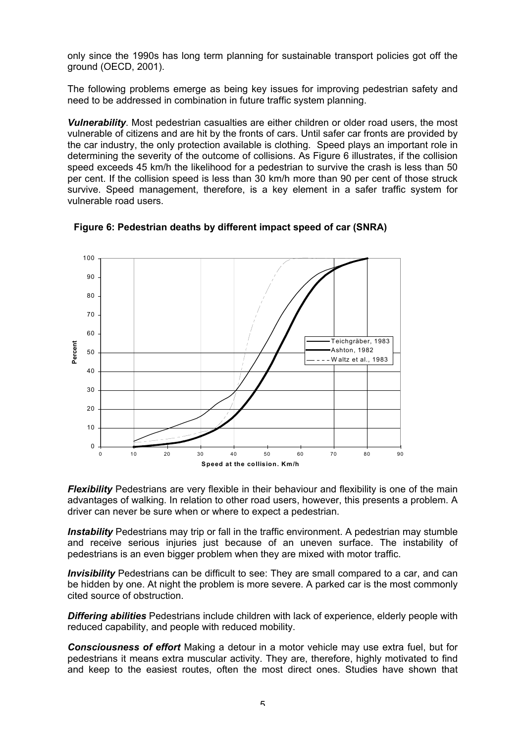only since the 1990s has long term planning for sustainable transport policies got off the ground (OECD, 2001).

The following problems emerge as being key issues for improving pedestrian safety and need to be addressed in combination in future traffic system planning.

***Vulnerability***. Most pedestrian casualties are either children or older road users, the most vulnerable of citizens and are hit by the fronts of cars. Until safer car fronts are provided by the car industry, the only protection available is clothing. Speed plays an important role in determining the severity of the outcome of collisions. As Figure 6 illustrates, if the collision speed exceeds 45 km/h the likelihood for a pedestrian to survive the crash is less than 50 per cent. If the collision speed is less than 30 km/h more than 90 per cent of those struck survive. Speed management, therefore, is a key element in a safer traffic system for vulnerable road users.

**Figure 6: Pedestrian deaths by different impact speed of car (SNRA)**

***Flexibility*** Pedestrians are very flexible in their behaviour and flexibility is one of the main advantages of walking. In relation to other road users, however, this presents a problem. A driver can never be sure when or where to expect a pedestrian.

***Instability*** Pedestrians may trip or fall in the traffic environment. A pedestrian may stumble and receive serious injuries just because of an uneven surface. The instability of pedestrians is an even bigger problem when they are mixed with motor traffic.

***Invisibility*** Pedestrians can be difficult to see: They are small compared to a car, and can be hidden by one. At night the problem is more severe. A parked car is the most commonly cited source of obstruction.

***Differing abilities*** Pedestrians include children with lack of experience, elderly people with reduced capability, and people with reduced mobility.

***Consciousness of effort*** Making a detour in a motor vehicle may use extra fuel, but for pedestrians it means extra muscular activity. They are, therefore, highly motivated to find and keep to the easiest routes, often the most direct ones. Studies have shown that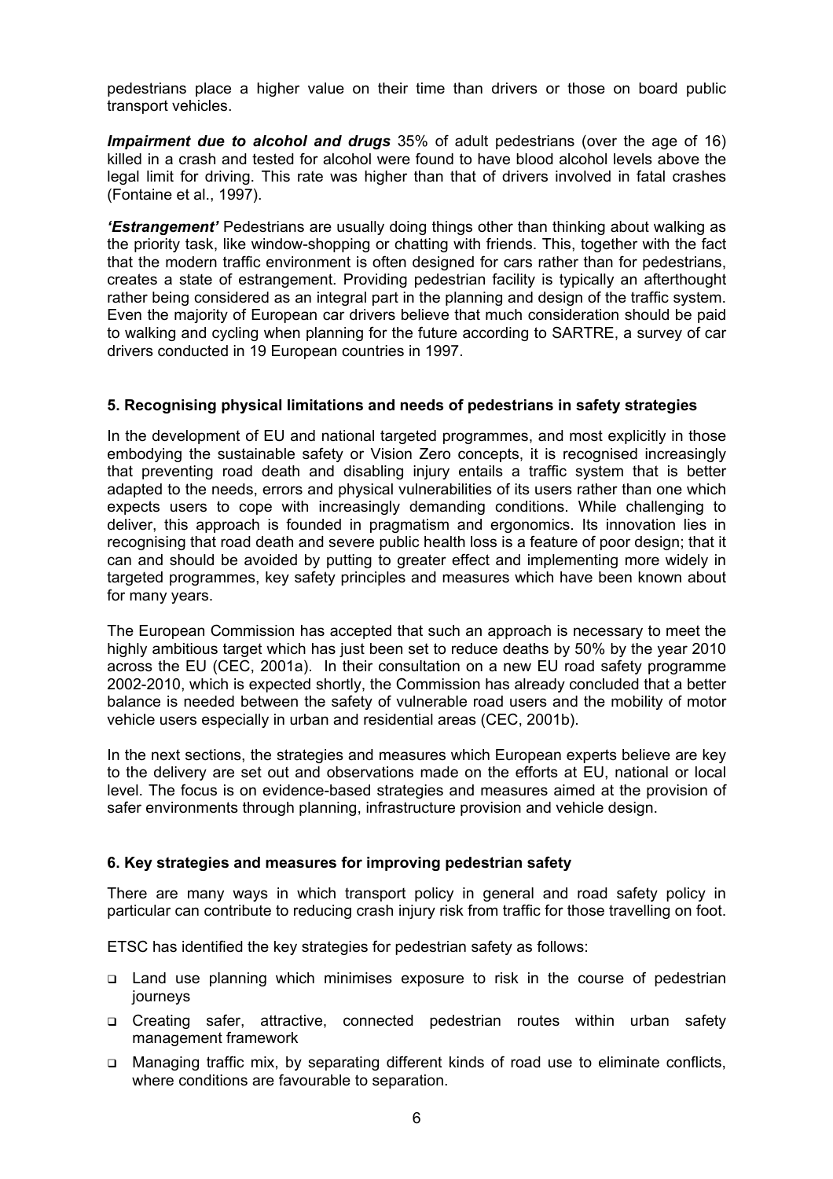pedestrians place a higher value on their time than drivers or those on board public transport vehicles.

***Impairment due to alcohol and drugs*** 35% of adult pedestrians (over the age of 16) killed in a crash and tested for alcohol were found to have blood alcohol levels above the legal limit for driving. This rate was higher than that of drivers involved in fatal crashes (Fontaine et al., 1997).

***'Estrangement'*** Pedestrians are usually doing things other than thinking about walking as the priority task, like window-shopping or chatting with friends. This, together with the fact that the modern traffic environment is often designed for cars rather than for pedestrians, creates a state of estrangement. Providing pedestrian facility is typically an afterthought rather being considered as an integral part in the planning and design of the traffic system. Even the majority of European car drivers believe that much consideration should be paid to walking and cycling when planning for the future according to SARTRE, a survey of car drivers conducted in 19 European countries in 1997.

### 5. Recognising physical limitations and needs of pedestrians in safety strategies

In the development of EU and national targeted programmes, and most explicitly in those embodying the sustainable safety or Vision Zero concepts, it is recognised increasingly that preventing road death and disabling injury entails a traffic system that is better adapted to the needs, errors and physical vulnerabilities of its users rather than one which expects users to cope with increasingly demanding conditions. While challenging to deliver, this approach is founded in pragmatism and ergonomics. Its innovation lies in recognising that road death and severe public health loss is a feature of poor design; that it can and should be avoided by putting to greater effect and implementing more widely in targeted programmes, key safety principles and measures which have been known about for many years.

The European Commission has accepted that such an approach is necessary to meet the highly ambitious target which has just been set to reduce deaths by 50% by the year 2010 across the EU (CEC, 2001a). In their consultation on a new EU road safety programme 2002-2010, which is expected shortly, the Commission has already concluded that a better balance is needed between the safety of vulnerable road users and the mobility of motor vehicle users especially in urban and residential areas (CEC, 2001b).

In the next sections, the strategies and measures which European experts believe are key to the delivery are set out and observations made on the efforts at EU, national or local level. The focus is on evidence-based strategies and measures aimed at the provision of safer environments through planning, infrastructure provision and vehicle design.

### 6. Key strategies and measures for improving pedestrian safety

There are many ways in which transport policy in general and road safety policy in particular can contribute to reducing crash injury risk from traffic for those travelling on foot.

ETSC has identified the key strategies for pedestrian safety as follows:

- Land use planning which minimises exposure to risk in the course of pedestrian journeys
- Creating safer, attractive, connected pedestrian routes within urban safety management framework
- Managing traffic mix, by separating different kinds of road use to eliminate conflicts, where conditions are favourable to separation.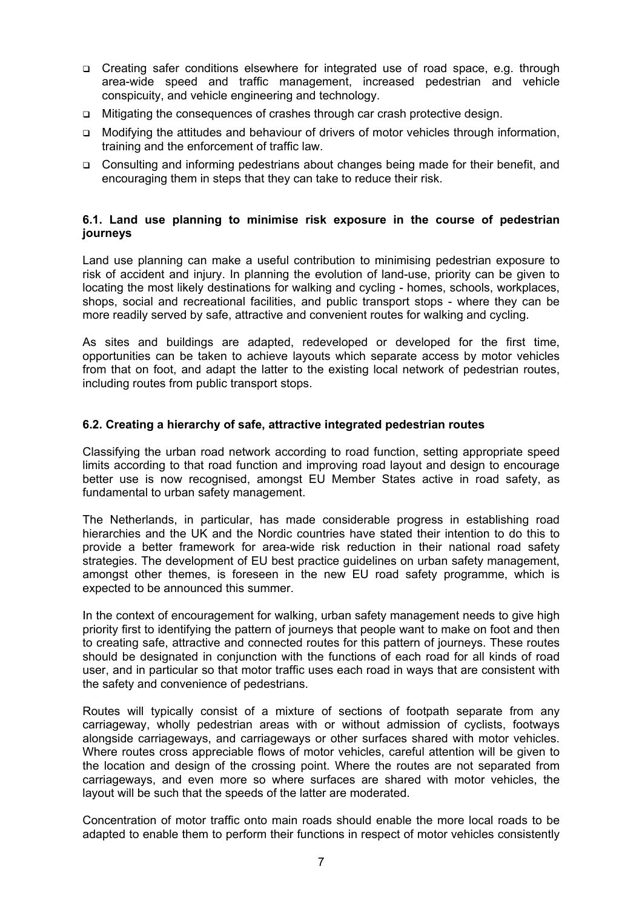- Creating safer conditions elsewhere for integrated use of road space, e.g. through area-wide speed and traffic management, increased pedestrian and vehicle conspicuity, and vehicle engineering and technology.
- Mitigating the consequences of crashes through car crash protective design.
- Modifying the attitudes and behaviour of drivers of motor vehicles through information, training and the enforcement of traffic law.
- Consulting and informing pedestrians about changes being made for their benefit, and encouraging them in steps that they can take to reduce their risk.

### 6.1. Land use planning to minimise risk exposure in the course of pedestrian journeys

Land use planning can make a useful contribution to minimising pedestrian exposure to risk of accident and injury. In planning the evolution of land-use, priority can be given to locating the most likely destinations for walking and cycling - homes, schools, workplaces, shops, social and recreational facilities, and public transport stops - where they can be more readily served by safe, attractive and convenient routes for walking and cycling.

As sites and buildings are adapted, redeveloped or developed for the first time, opportunities can be taken to achieve layouts which separate access by motor vehicles from that on foot, and adapt the latter to the existing local network of pedestrian routes, including routes from public transport stops.

### 6.2. Creating a hierarchy of safe, attractive integrated pedestrian routes

Classifying the urban road network according to road function, setting appropriate speed limits according to that road function and improving road layout and design to encourage better use is now recognised, amongst EU Member States active in road safety, as fundamental to urban safety management.

The Netherlands, in particular, has made considerable progress in establishing road hierarchies and the UK and the Nordic countries have stated their intention to do this to provide a better framework for area-wide risk reduction in their national road safety strategies. The development of EU best practice guidelines on urban safety management, amongst other themes, is foreseen in the new EU road safety programme, which is expected to be announced this summer.

In the context of encouragement for walking, urban safety management needs to give high priority first to identifying the pattern of journeys that people want to make on foot and then to creating safe, attractive and connected routes for this pattern of journeys. These routes should be designated in conjunction with the functions of each road for all kinds of road user, and in particular so that motor traffic uses each road in ways that are consistent with the safety and convenience of pedestrians.

Routes will typically consist of a mixture of sections of footpath separate from any carriageway, wholly pedestrian areas with or without admission of cyclists, footways alongside carriageways, and carriageways or other surfaces shared with motor vehicles. Where routes cross appreciable flows of motor vehicles, careful attention will be given to the location and design of the crossing point. Where the routes are not separated from carriageways, and even more so where surfaces are shared with motor vehicles, the layout will be such that the speeds of the latter are moderated.

Concentration of motor traffic onto main roads should enable the more local roads to be adapted to enable them to perform their functions in respect of motor vehicles consistently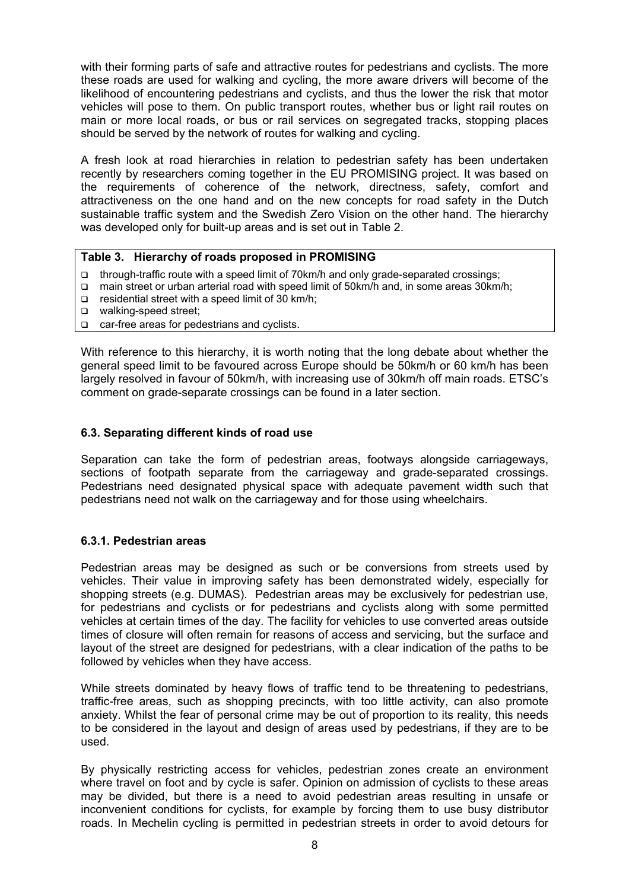with their forming parts of safe and attractive routes for pedestrians and cyclists. The more these roads are used for walking and cycling, the more aware drivers will become of the likelihood of encountering pedestrians and cyclists, and thus the lower the risk that motor vehicles will pose to them. On public transport routes, whether bus or light rail routes on main or more local roads, or bus or rail services on segregated tracks, stopping places should be served by the network of routes for walking and cycling.

A fresh look at road hierarchies in relation to pedestrian safety has been undertaken recently by researchers coming together in the EU PROMISING project. It was based on the requirements of coherence of the network, directness, safety, comfort and attractiveness on the one hand and on the new concepts for road safety in the Dutch sustainable traffic system and the Swedish Zero Vision on the other hand. The hierarchy was developed only for built-up areas and is set out in Table 2.

**Table 3. Hierarchy of roads proposed in PROMISING**

- through-traffic route with a speed limit of 70km/h and only grade-separated crossings;
- main street or urban arterial road with speed limit of 50km/h and, in some areas 30km/h;
- residential street with a speed limit of 30 km/h;
- walking-speed street;
- car-free areas for pedestrians and cyclists.

With reference to this hierarchy, it is worth noting that the long debate about whether the general speed limit to be favoured across Europe should be 50km/h or 60 km/h has been largely resolved in favour of 50km/h, with increasing use of 30km/h off main roads. ETSC's comment on grade-separate crossings can be found in a later section.

### 6.3. Separating different kinds of road use

Separation can take the form of pedestrian areas, footways alongside carriageways, sections of footpath separate from the carriageway and grade-separated crossings. Pedestrians need designated physical space with adequate pavement width such that pedestrians need not walk on the carriageway and for those using wheelchairs.

#### 6.3.1. Pedestrian areas

Pedestrian areas may be designed as such or be conversions from streets used by vehicles. Their value in improving safety has been demonstrated widely, especially for shopping streets (e.g. DUMAS). Pedestrian areas may be exclusively for pedestrian use, for pedestrians and cyclists or for pedestrians and cyclists along with some permitted vehicles at certain times of the day. The facility for vehicles to use converted areas outside times of closure will often remain for reasons of access and servicing, but the surface and layout of the street are designed for pedestrians, with a clear indication of the paths to be followed by vehicles when they have access.

While streets dominated by heavy flows of traffic tend to be threatening to pedestrians, traffic-free areas, such as shopping precincts, with too little activity, can also promote anxiety. Whilst the fear of personal crime may be out of proportion to its reality, this needs to be considered in the layout and design of areas used by pedestrians, if they are to be used.

By physically restricting access for vehicles, pedestrian zones create an environment where travel on foot and by cycle is safer. Opinion on admission of cyclists to these areas may be divided, but there is a need to avoid pedestrian areas resulting in unsafe or inconvenient conditions for cyclists, for example by forcing them to use busy distributor roads. In Mechelin cycling is permitted in pedestrian streets in order to avoid detours for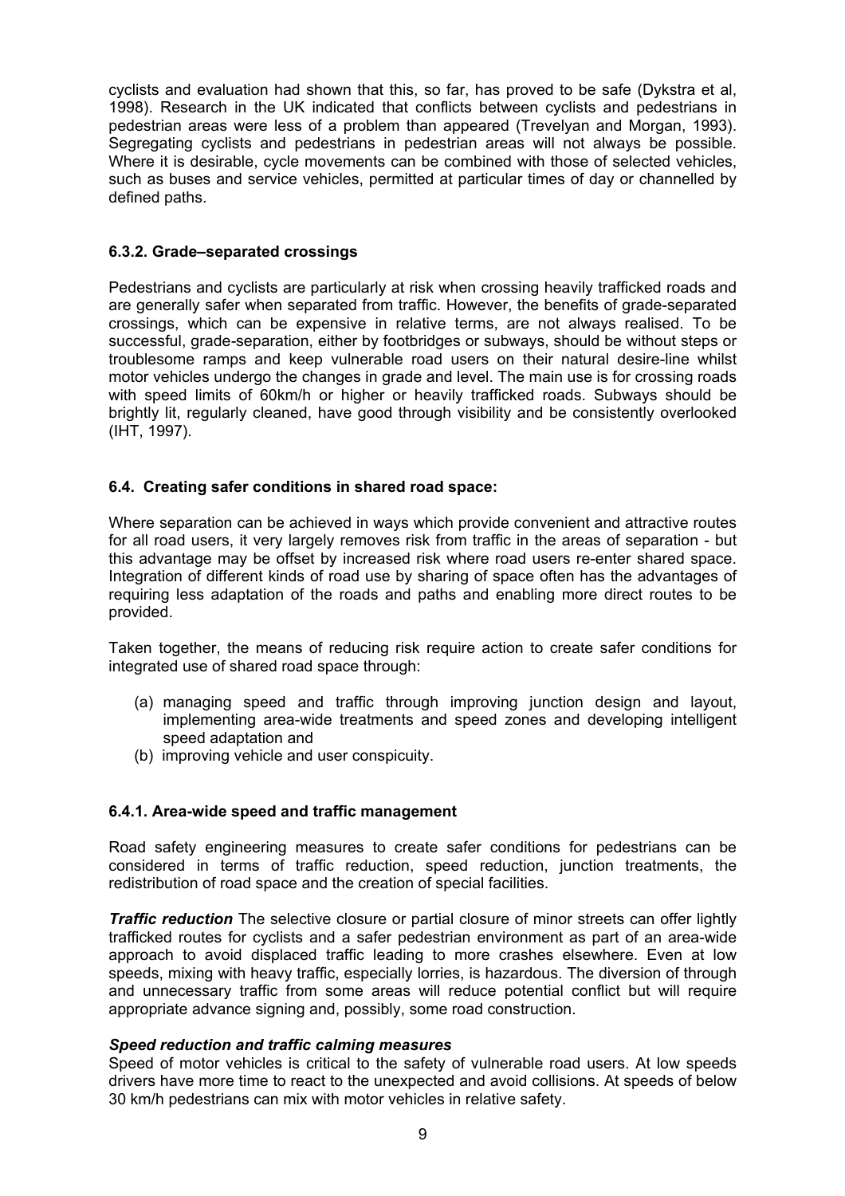cyclists and evaluation had shown that this, so far, has proved to be safe (Dykstra et al, 1998). Research in the UK indicated that conflicts between cyclists and pedestrians in pedestrian areas were less of a problem than appeared (Trevelyan and Morgan, 1993). Segregating cyclists and pedestrians in pedestrian areas will not always be possible. Where it is desirable, cycle movements can be combined with those of selected vehicles, such as buses and service vehicles, permitted at particular times of day or channelled by defined paths.

### 6.3.2. Grade–separated crossings

Pedestrians and cyclists are particularly at risk when crossing heavily trafficked roads and are generally safer when separated from traffic. However, the benefits of grade-separated crossings, which can be expensive in relative terms, are not always realised. To be successful, grade-separation, either by footbridges or subways, should be without steps or troublesome ramps and keep vulnerable road users on their natural desire-line whilst motor vehicles undergo the changes in grade and level. The main use is for crossing roads with speed limits of 60km/h or higher or heavily trafficked roads. Subways should be brightly lit, regularly cleaned, have good through visibility and be consistently overlooked (IHT, 1997).

## 6.4. Creating safer conditions in shared road space:

Where separation can be achieved in ways which provide convenient and attractive routes for all road users, it very largely removes risk from traffic in the areas of separation - but this advantage may be offset by increased risk where road users re-enter shared space. Integration of different kinds of road use by sharing of space often has the advantages of requiring less adaptation of the roads and paths and enabling more direct routes to be provided.

Taken together, the means of reducing risk require action to create safer conditions for integrated use of shared road space through:

(a) managing speed and traffic through improving junction design and layout, implementing area-wide treatments and speed zones and developing intelligent speed adaptation and
(b) improving vehicle and user conspicuity.

### 6.4.1. Area-wide speed and traffic management

Road safety engineering measures to create safer conditions for pedestrians can be considered in terms of traffic reduction, speed reduction, junction treatments, the redistribution of road space and the creation of special facilities.

***Traffic reduction*** The selective closure or partial closure of minor streets can offer lightly trafficked routes for cyclists and a safer pedestrian environment as part of an area-wide approach to avoid displaced traffic leading to more crashes elsewhere. Even at low speeds, mixing with heavy traffic, especially lorries, is hazardous. The diversion of through and unnecessary traffic from some areas will reduce potential conflict but will require appropriate advance signing and, possibly, some road construction.

***Speed reduction and traffic calming measures***
Speed of motor vehicles is critical to the safety of vulnerable road users. At low speeds drivers have more time to react to the unexpected and avoid collisions. At speeds of below 30 km/h pedestrians can mix with motor vehicles in relative safety.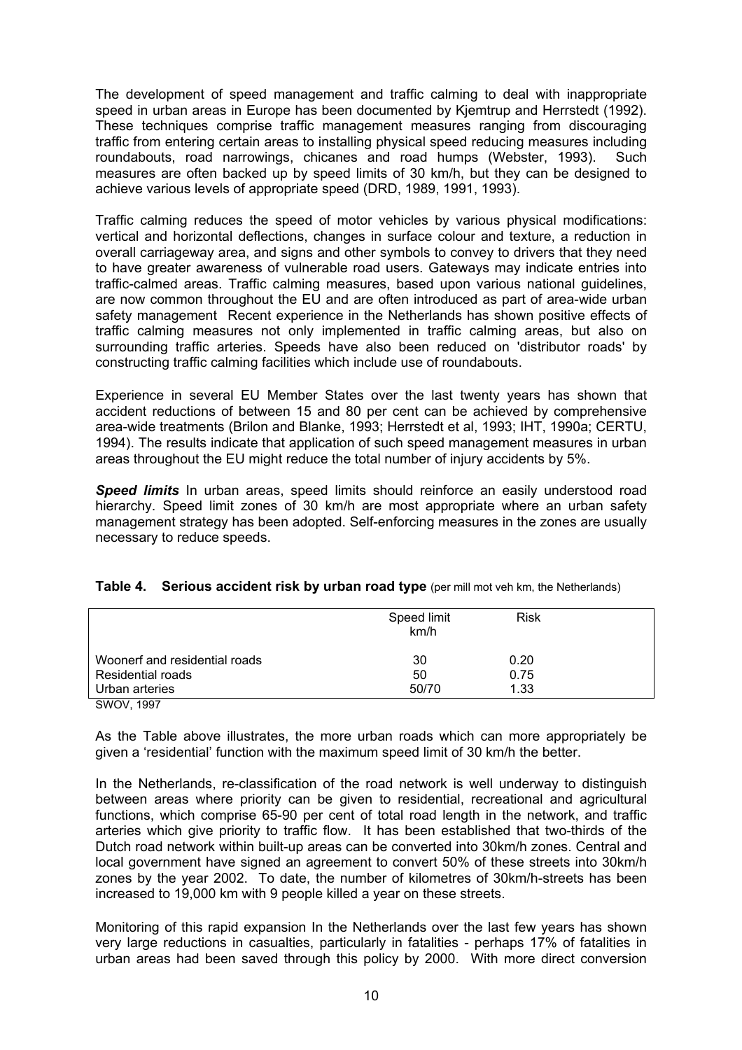The development of speed management and traffic calming to deal with inappropriate speed in urban areas in Europe has been documented by Kjemtrup and Herrstedt (1992). These techniques comprise traffic management measures ranging from discouraging traffic from entering certain areas to installing physical speed reducing measures including roundabouts, road narrowings, chicanes and road humps (Webster, 1993). Such measures are often backed up by speed limits of 30 km/h, but they can be designed to achieve various levels of appropriate speed (DRD, 1989, 1991, 1993).

Traffic calming reduces the speed of motor vehicles by various physical modifications: vertical and horizontal deflections, changes in surface colour and texture, a reduction in overall carriageway area, and signs and other symbols to convey to drivers that they need to have greater awareness of vulnerable road users. Gateways may indicate entries into traffic-calmed areas. Traffic calming measures, based upon various national guidelines, are now common throughout the EU and are often introduced as part of area-wide urban safety management Recent experience in the Netherlands has shown positive effects of traffic calming measures not only implemented in traffic calming areas, but also on surrounding traffic arteries. Speeds have also been reduced on 'distributor roads' by constructing traffic calming facilities which include use of roundabouts.

Experience in several EU Member States over the last twenty years has shown that accident reductions of between 15 and 80 per cent can be achieved by comprehensive area-wide treatments (Brilon and Blanke, 1993; Herrstedt et al, 1993; IHT, 1990a; CERTU, 1994). The results indicate that application of such speed management measures in urban areas throughout the EU might reduce the total number of injury accidents by 5%.

***Speed limits*** In urban areas, speed limits should reinforce an easily understood road hierarchy. Speed limit zones of 30 km/h are most appropriate where an urban safety management strategy has been adopted. Self-enforcing measures in the zones are usually necessary to reduce speeds.

**Table 4. Serious accident risk by urban road type** (per mill mot veh km, the Netherlands)

| | Speed limit km/h | Risk |
|---|---|---|
| Woonerf and residential roads | 30 | 0.20 |
| Residential roads | 50 | 0.75 |
| Urban arteries | 50/70 | 1.33 |

SWOV, 1997

As the Table above illustrates, the more urban roads which can more appropriately be given a 'residential' function with the maximum speed limit of 30 km/h the better.

In the Netherlands, re-classification of the road network is well underway to distinguish between areas where priority can be given to residential, recreational and agricultural functions, which comprise 65-90 per cent of total road length in the network, and traffic arteries which give priority to traffic flow. It has been established that two-thirds of the Dutch road network within built-up areas can be converted into 30km/h zones. Central and local government have signed an agreement to convert 50% of these streets into 30km/h zones by the year 2002. To date, the number of kilometres of 30km/h-streets has been increased to 19,000 km with 9 people killed a year on these streets.

Monitoring of this rapid expansion In the Netherlands over the last few years has shown very large reductions in casualties, particularly in fatalities - perhaps 17% of fatalities in urban areas had been saved through this policy by 2000. With more direct conversion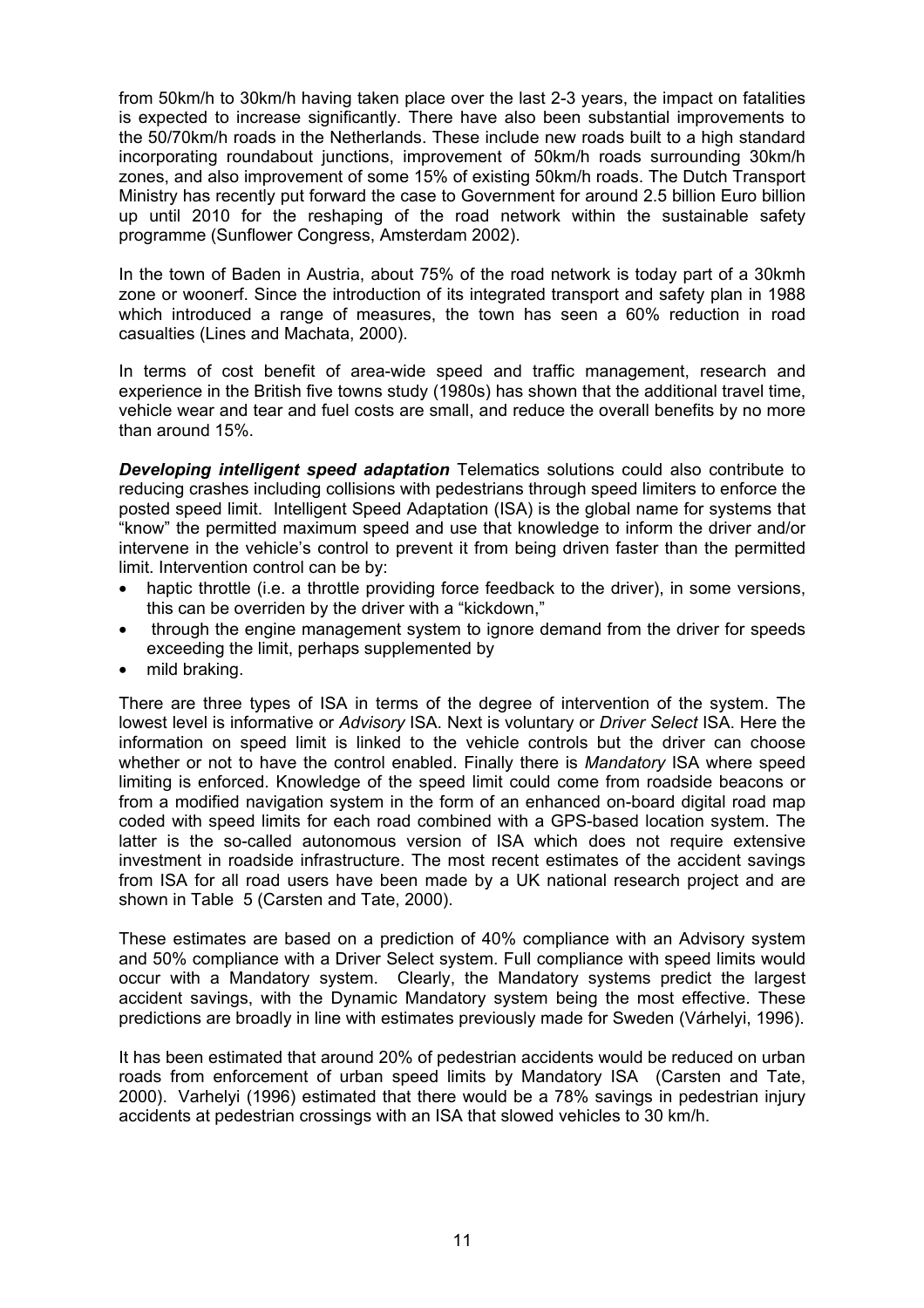from 50km/h to 30km/h having taken place over the last 2-3 years, the impact on fatalities is expected to increase significantly. There have also been substantial improvements to the 50/70km/h roads in the Netherlands. These include new roads built to a high standard incorporating roundabout junctions, improvement of 50km/h roads surrounding 30km/h zones, and also improvement of some 15% of existing 50km/h roads. The Dutch Transport Ministry has recently put forward the case to Government for around 2.5 billion Euro billion up until 2010 for the reshaping of the road network within the sustainable safety programme (Sunflower Congress, Amsterdam 2002).

In the town of Baden in Austria, about 75% of the road network is today part of a 30kmh zone or woonerf. Since the introduction of its integrated transport and safety plan in 1988 which introduced a range of measures, the town has seen a 60% reduction in road casualties (Lines and Machata, 2000).

In terms of cost benefit of area-wide speed and traffic management, research and experience in the British five towns study (1980s) has shown that the additional travel time, vehicle wear and tear and fuel costs are small, and reduce the overall benefits by no more than around 15%.

***Developing intelligent speed adaptation*** Telematics solutions could also contribute to reducing crashes including collisions with pedestrians through speed limiters to enforce the posted speed limit. Intelligent Speed Adaptation (ISA) is the global name for systems that "know" the permitted maximum speed and use that knowledge to inform the driver and/or intervene in the vehicle's control to prevent it from being driven faster than the permitted limit. Intervention control can be by:

- haptic throttle (i.e. a throttle providing force feedback to the driver), in some versions, this can be overriden by the driver with a "kickdown,"
- through the engine management system to ignore demand from the driver for speeds exceeding the limit, perhaps supplemented by
- mild braking.

There are three types of ISA in terms of the degree of intervention of the system. The lowest level is informative or *Advisory* ISA. Next is voluntary or *Driver Select* ISA. Here the information on speed limit is linked to the vehicle controls but the driver can choose whether or not to have the control enabled. Finally there is *Mandatory* ISA where speed limiting is enforced. Knowledge of the speed limit could come from roadside beacons or from a modified navigation system in the form of an enhanced on-board digital road map coded with speed limits for each road combined with a GPS-based location system. The latter is the so-called autonomous version of ISA which does not require extensive investment in roadside infrastructure. The most recent estimates of the accident savings from ISA for all road users have been made by a UK national research project and are shown in Table 5 (Carsten and Tate, 2000).

These estimates are based on a prediction of 40% compliance with an Advisory system and 50% compliance with a Driver Select system. Full compliance with speed limits would occur with a Mandatory system. Clearly, the Mandatory systems predict the largest accident savings, with the Dynamic Mandatory system being the most effective. These predictions are broadly in line with estimates previously made for Sweden (Várhelyi, 1996).

It has been estimated that around 20% of pedestrian accidents would be reduced on urban roads from enforcement of urban speed limits by Mandatory ISA (Carsten and Tate, 2000). Varhelyi (1996) estimated that there would be a 78% savings in pedestrian injury accidents at pedestrian crossings with an ISA that slowed vehicles to 30 km/h.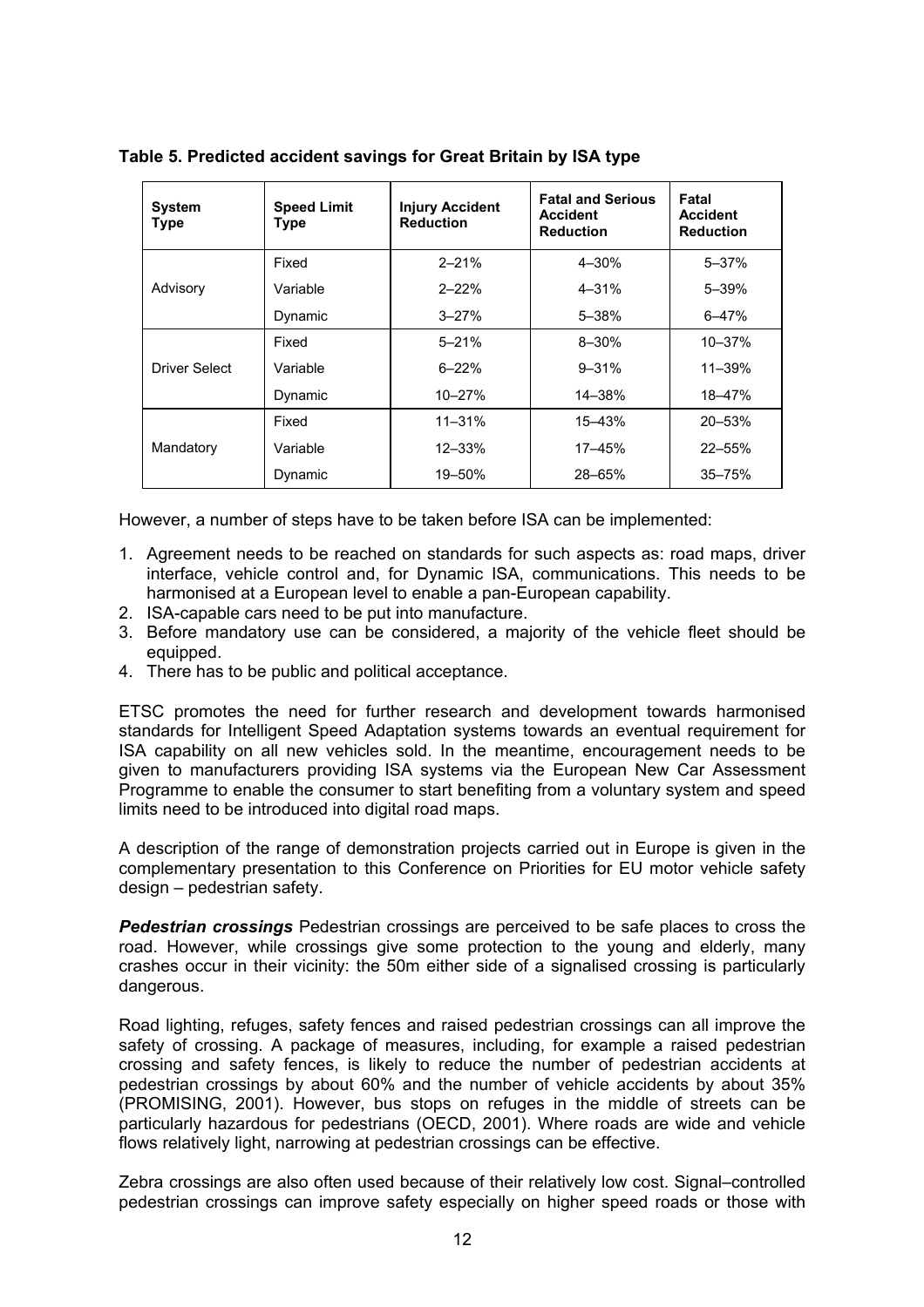**Table 5. Predicted accident savings for Great Britain by ISA type**

| System Type | Speed Limit Type | Injury Accident Reduction | Fatal and Serious Accident Reduction | Fatal Accident Reduction |
|---|---|---|---|---|
| Advisory | Fixed | 2–21% | 4–30% | 5–37% |
| | Variable | 2–22% | 4–31% | 5–39% |
| | Dynamic | 3–27% | 5–38% | 6–47% |
| Driver Select | Fixed | 5–21% | 8–30% | 10–37% |
| | Variable | 6–22% | 9–31% | 11–39% |
| | Dynamic | 10–27% | 14–38% | 18–47% |
| Mandatory | Fixed | 11–31% | 15–43% | 20–53% |
| | Variable | 12–33% | 17–45% | 22–55% |
| | Dynamic | 19–50% | 28–65% | 35–75% |

However, a number of steps have to be taken before ISA can be implemented:

1. Agreement needs to be reached on standards for such aspects as: road maps, driver interface, vehicle control and, for Dynamic ISA, communications. This needs to be harmonised at a European level to enable a pan-European capability.
2. ISA-capable cars need to be put into manufacture.
3. Before mandatory use can be considered, a majority of the vehicle fleet should be equipped.
4. There has to be public and political acceptance.

ETSC promotes the need for further research and development towards harmonised standards for Intelligent Speed Adaptation systems towards an eventual requirement for ISA capability on all new vehicles sold. In the meantime, encouragement needs to be given to manufacturers providing ISA systems via the European New Car Assessment Programme to enable the consumer to start benefiting from a voluntary system and speed limits need to be introduced into digital road maps.

A description of the range of demonstration projects carried out in Europe is given in the complementary presentation to this Conference on Priorities for EU motor vehicle safety design – pedestrian safety.

***Pedestrian crossings*** Pedestrian crossings are perceived to be safe places to cross the road. However, while crossings give some protection to the young and elderly, many crashes occur in their vicinity: the 50m either side of a signalised crossing is particularly dangerous.

Road lighting, refuges, safety fences and raised pedestrian crossings can all improve the safety of crossing. A package of measures, including, for example a raised pedestrian crossing and safety fences, is likely to reduce the number of pedestrian accidents at pedestrian crossings by about 60% and the number of vehicle accidents by about 35% (PROMISING, 2001). However, bus stops on refuges in the middle of streets can be particularly hazardous for pedestrians (OECD, 2001). Where roads are wide and vehicle flows relatively light, narrowing at pedestrian crossings can be effective.

Zebra crossings are also often used because of their relatively low cost. Signal–controlled pedestrian crossings can improve safety especially on higher speed roads or those with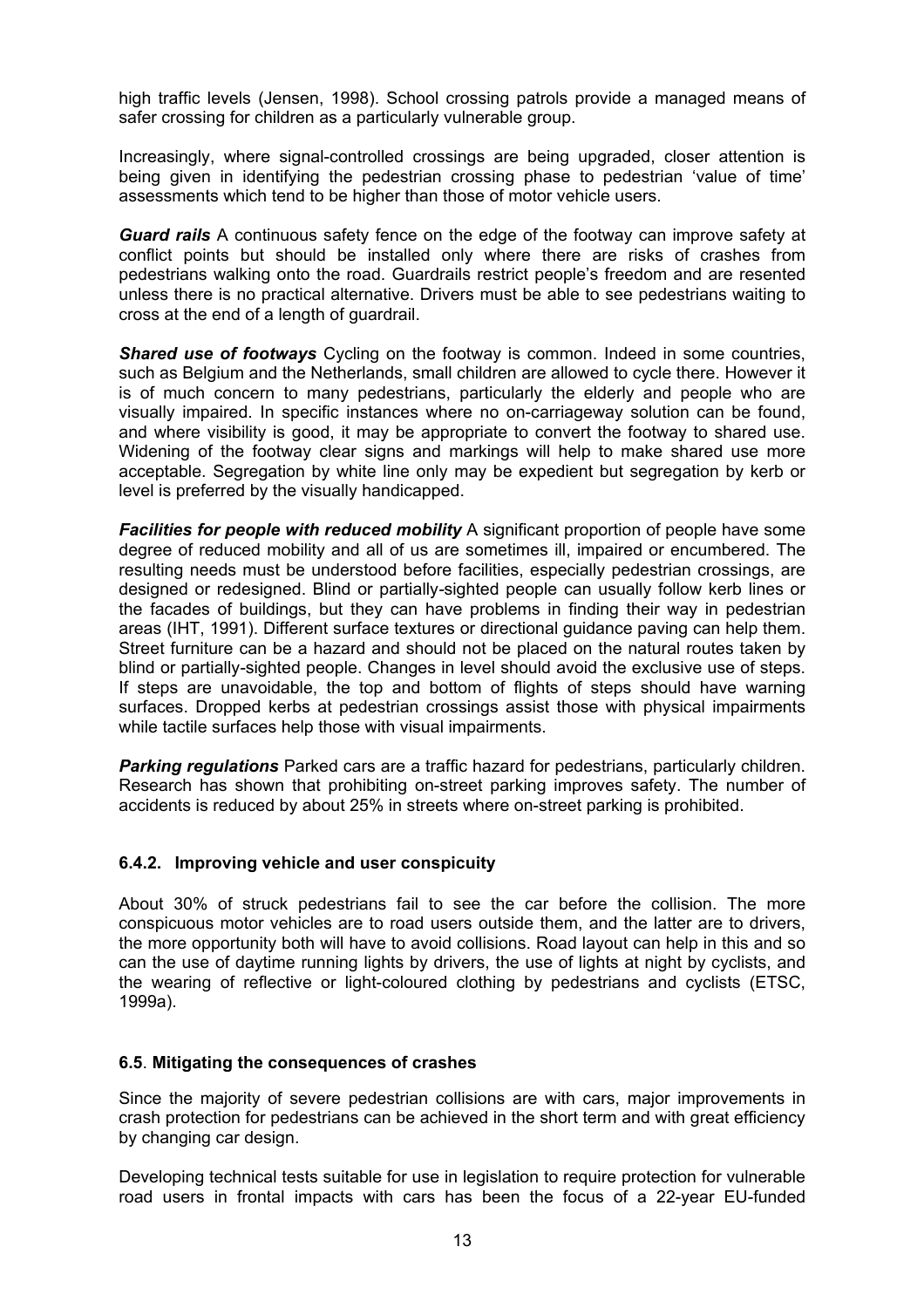high traffic levels (Jensen, 1998). School crossing patrols provide a managed means of safer crossing for children as a particularly vulnerable group.

Increasingly, where signal-controlled crossings are being upgraded, closer attention is being given in identifying the pedestrian crossing phase to pedestrian 'value of time' assessments which tend to be higher than those of motor vehicle users.

***Guard rails*** A continuous safety fence on the edge of the footway can improve safety at conflict points but should be installed only where there are risks of crashes from pedestrians walking onto the road. Guardrails restrict people's freedom and are resented unless there is no practical alternative. Drivers must be able to see pedestrians waiting to cross at the end of a length of guardrail.

***Shared use of footways*** Cycling on the footway is common. Indeed in some countries, such as Belgium and the Netherlands, small children are allowed to cycle there. However it is of much concern to many pedestrians, particularly the elderly and people who are visually impaired. In specific instances where no on-carriageway solution can be found, and where visibility is good, it may be appropriate to convert the footway to shared use. Widening of the footway clear signs and markings will help to make shared use more acceptable. Segregation by white line only may be expedient but segregation by kerb or level is preferred by the visually handicapped.

***Facilities for people with reduced mobility*** A significant proportion of people have some degree of reduced mobility and all of us are sometimes ill, impaired or encumbered. The resulting needs must be understood before facilities, especially pedestrian crossings, are designed or redesigned. Blind or partially-sighted people can usually follow kerb lines or the facades of buildings, but they can have problems in finding their way in pedestrian areas (IHT, 1991). Different surface textures or directional guidance paving can help them. Street furniture can be a hazard and should not be placed on the natural routes taken by blind or partially-sighted people. Changes in level should avoid the exclusive use of steps. If steps are unavoidable, the top and bottom of flights of steps should have warning surfaces. Dropped kerbs at pedestrian crossings assist those with physical impairments while tactile surfaces help those with visual impairments.

***Parking regulations*** Parked cars are a traffic hazard for pedestrians, particularly children. Research has shown that prohibiting on-street parking improves safety. The number of accidents is reduced by about 25% in streets where on-street parking is prohibited.

### 6.4.2. Improving vehicle and user conspicuity

About 30% of struck pedestrians fail to see the car before the collision. The more conspicuous motor vehicles are to road users outside them, and the latter are to drivers, the more opportunity both will have to avoid collisions. Road layout can help in this and so can the use of daytime running lights by drivers, the use of lights at night by cyclists, and the wearing of reflective or light-coloured clothing by pedestrians and cyclists (ETSC, 1999a).

## 6.5. Mitigating the consequences of crashes

Since the majority of severe pedestrian collisions are with cars, major improvements in crash protection for pedestrians can be achieved in the short term and with great efficiency by changing car design.

Developing technical tests suitable for use in legislation to require protection for vulnerable road users in frontal impacts with cars has been the focus of a 22-year EU-funded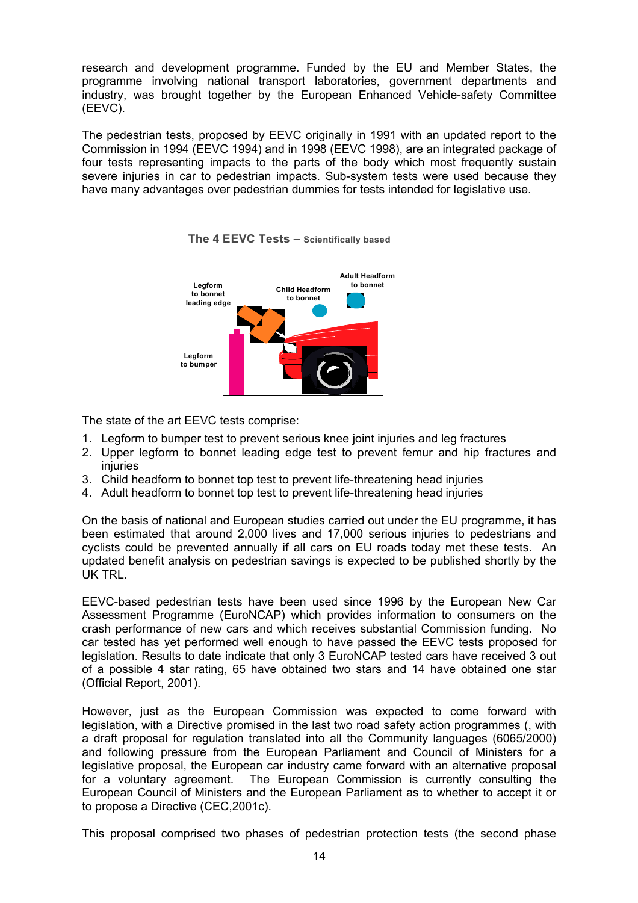research and development programme. Funded by the EU and Member States, the programme involving national transport laboratories, government departments and industry, was brought together by the European Enhanced Vehicle-safety Committee (EEVC).

The pedestrian tests, proposed by EEVC originally in 1991 with an updated report to the Commission in 1994 (EEVC 1994) and in 1998 (EEVC 1998), are an integrated package of four tests representing impacts to the parts of the body which most frequently sustain severe injuries in car to pedestrian impacts. Sub-system tests were used because they have many advantages over pedestrian dummies for tests intended for legislative use.

**The 4 EEVC Tests – Scientifically based**

Legform to bonnet leading edge

Child Headform to bonnet

Adult Headform to bonnet

Legform to bumper

The state of the art EEVC tests comprise:

1. Legform to bumper test to prevent serious knee joint injuries and leg fractures
2. Upper legform to bonnet leading edge test to prevent femur and hip fractures and injuries
3. Child headform to bonnet top test to prevent life-threatening head injuries
4. Adult headform to bonnet top test to prevent life-threatening head injuries

On the basis of national and European studies carried out under the EU programme, it has been estimated that around 2,000 lives and 17,000 serious injuries to pedestrians and cyclists could be prevented annually if all cars on EU roads today met these tests. An updated benefit analysis on pedestrian savings is expected to be published shortly by the UK TRL.

EEVC-based pedestrian tests have been used since 1996 by the European New Car Assessment Programme (EuroNCAP) which provides information to consumers on the crash performance of new cars and which receives substantial Commission funding. No car tested has yet performed well enough to have passed the EEVC tests proposed for legislation. Results to date indicate that only 3 EuroNCAP tested cars have received 3 out of a possible 4 star rating, 65 have obtained two stars and 14 have obtained one star (Official Report, 2001).

However, just as the European Commission was expected to come forward with legislation, with a Directive promised in the last two road safety action programmes (, with a draft proposal for regulation translated into all the Community languages (6065/2000) and following pressure from the European Parliament and Council of Ministers for a legislative proposal, the European car industry came forward with an alternative proposal for a voluntary agreement. The European Commission is currently consulting the European Council of Ministers and the European Parliament as to whether to accept it or to propose a Directive (CEC,2001c).

This proposal comprised two phases of pedestrian protection tests (the second phase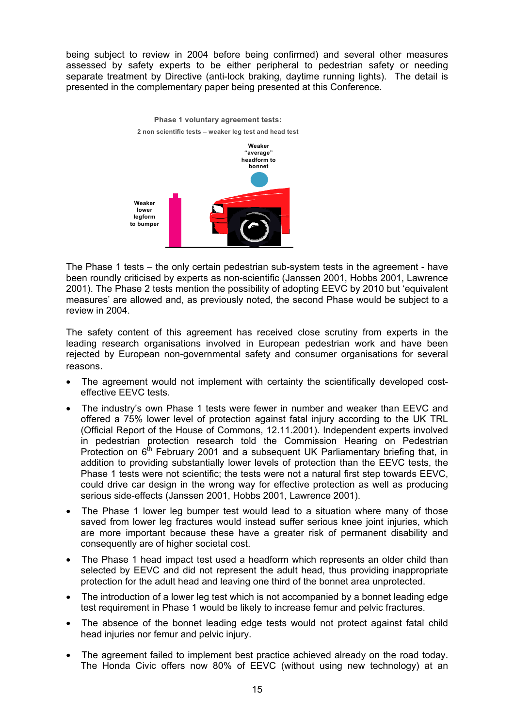being subject to review in 2004 before being confirmed) and several other measures assessed by safety experts to be either peripheral to pedestrian safety or needing separate treatment by Directive (anti-lock braking, daytime running lights). The detail is presented in the complementary paper being presented at this Conference.

**Phase 1 voluntary agreement tests:**

**2 non scientific tests – weaker leg test and head test**

**Weaker "average" headform to bonnet**

**Weaker lower legform to bumper**

The Phase 1 tests – the only certain pedestrian sub-system tests in the agreement - have been roundly criticised by experts as non-scientific (Janssen 2001, Hobbs 2001, Lawrence 2001). The Phase 2 tests mention the possibility of adopting EEVC by 2010 but 'equivalent measures' are allowed and, as previously noted, the second Phase would be subject to a review in 2004.

The safety content of this agreement has received close scrutiny from experts in the leading research organisations involved in European pedestrian work and have been rejected by European non-governmental safety and consumer organisations for several reasons.

- The agreement would not implement with certainty the scientifically developed cost-effective EEVC tests.
- The industry's own Phase 1 tests were fewer in number and weaker than EEVC and offered a 75% lower level of protection against fatal injury according to the UK TRL (Official Report of the House of Commons, 12.11.2001). Independent experts involved in pedestrian protection research told the Commission Hearing on Pedestrian Protection on 6th February 2001 and a subsequent UK Parliamentary briefing that, in addition to providing substantially lower levels of protection than the EEVC tests, the Phase 1 tests were not scientific; the tests were not a natural first step towards EEVC, could drive car design in the wrong way for effective protection as well as producing serious side-effects (Janssen 2001, Hobbs 2001, Lawrence 2001).
- The Phase 1 lower leg bumper test would lead to a situation where many of those saved from lower leg fractures would instead suffer serious knee joint injuries, which are more important because these have a greater risk of permanent disability and consequently are of higher societal cost.
- The Phase 1 head impact test used a headform which represents an older child than selected by EEVC and did not represent the adult head, thus providing inappropriate protection for the adult head and leaving one third of the bonnet area unprotected.
- The introduction of a lower leg test which is not accompanied by a bonnet leading edge test requirement in Phase 1 would be likely to increase femur and pelvic fractures.
- The absence of the bonnet leading edge tests would not protect against fatal child head injuries nor femur and pelvic injury.
- The agreement failed to implement best practice achieved already on the road today. The Honda Civic offers now 80% of EEVC (without using new technology) at an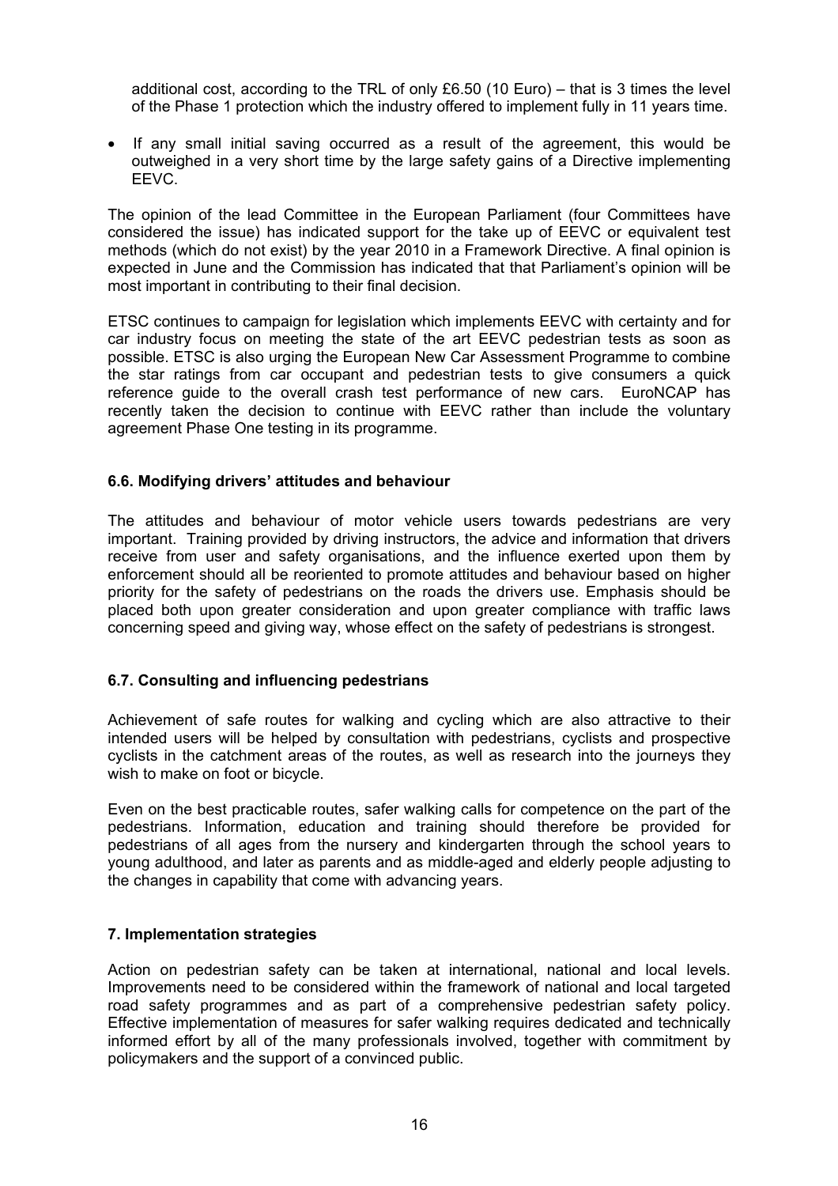additional cost, according to the TRL of only £6.50 (10 Euro) – that is 3 times the level of the Phase 1 protection which the industry offered to implement fully in 11 years time.

- If any small initial saving occurred as a result of the agreement, this would be outweighed in a very short time by the large safety gains of a Directive implementing EEVC.

The opinion of the lead Committee in the European Parliament (four Committees have considered the issue) has indicated support for the take up of EEVC or equivalent test methods (which do not exist) by the year 2010 in a Framework Directive. A final opinion is expected in June and the Commission has indicated that that Parliament's opinion will be most important in contributing to their final decision.

ETSC continues to campaign for legislation which implements EEVC with certainty and for car industry focus on meeting the state of the art EEVC pedestrian tests as soon as possible. ETSC is also urging the European New Car Assessment Programme to combine the star ratings from car occupant and pedestrian tests to give consumers a quick reference guide to the overall crash test performance of new cars. EuroNCAP has recently taken the decision to continue with EEVC rather than include the voluntary agreement Phase One testing in its programme.

### 6.6. Modifying drivers' attitudes and behaviour

The attitudes and behaviour of motor vehicle users towards pedestrians are very important. Training provided by driving instructors, the advice and information that drivers receive from user and safety organisations, and the influence exerted upon them by enforcement should all be reoriented to promote attitudes and behaviour based on higher priority for the safety of pedestrians on the roads the drivers use. Emphasis should be placed both upon greater consideration and upon greater compliance with traffic laws concerning speed and giving way, whose effect on the safety of pedestrians is strongest.

### 6.7. Consulting and influencing pedestrians

Achievement of safe routes for walking and cycling which are also attractive to their intended users will be helped by consultation with pedestrians, cyclists and prospective cyclists in the catchment areas of the routes, as well as research into the journeys they wish to make on foot or bicycle.

Even on the best practicable routes, safer walking calls for competence on the part of the pedestrians. Information, education and training should therefore be provided for pedestrians of all ages from the nursery and kindergarten through the school years to young adulthood, and later as parents and as middle-aged and elderly people adjusting to the changes in capability that come with advancing years.

## 7. Implementation strategies

Action on pedestrian safety can be taken at international, national and local levels. Improvements need to be considered within the framework of national and local targeted road safety programmes and as part of a comprehensive pedestrian safety policy. Effective implementation of measures for safer walking requires dedicated and technically informed effort by all of the many professionals involved, together with commitment by policymakers and the support of a convinced public.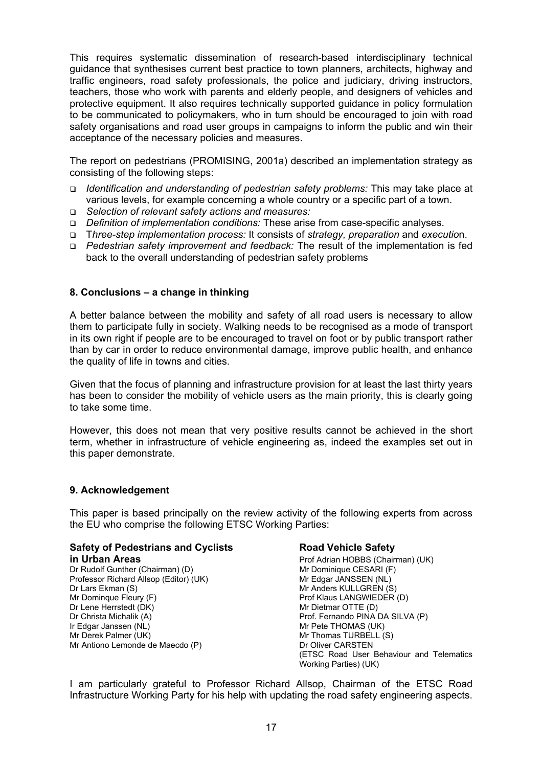This requires systematic dissemination of research-based interdisciplinary technical guidance that synthesises current best practice to town planners, architects, highway and traffic engineers, road safety professionals, the police and judiciary, driving instructors, teachers, those who work with parents and elderly people, and designers of vehicles and protective equipment. It also requires technically supported guidance in policy formulation to be communicated to policymakers, who in turn should be encouraged to join with road safety organisations and road user groups in campaigns to inform the public and win their acceptance of the necessary policies and measures.

The report on pedestrians (PROMISING, 2001a) described an implementation strategy as consisting of the following steps:

- *Identification and understanding of pedestrian safety problems:* This may take place at various levels, for example concerning a whole country or a specific part of a town.
- *Selection of relevant safety actions and measures:*
- *Definition of implementation conditions:* These arise from case-specific analyses.
- T*hree-step implementation process:* It consists of *strategy, preparation* and *executio*n.
- *Pedestrian safety improvement and feedback:* The result of the implementation is fed back to the overall understanding of pedestrian safety problems

## 8. Conclusions – a change in thinking

A better balance between the mobility and safety of all road users is necessary to allow them to participate fully in society. Walking needs to be recognised as a mode of transport in its own right if people are to be encouraged to travel on foot or by public transport rather than by car in order to reduce environmental damage, improve public health, and enhance the quality of life in towns and cities.

Given that the focus of planning and infrastructure provision for at least the last thirty years has been to consider the mobility of vehicle users as the main priority, this is clearly going to take some time.

However, this does not mean that very positive results cannot be achieved in the short term, whether in infrastructure of vehicle engineering as, indeed the examples set out in this paper demonstrate.

## 9. Acknowledgement

This paper is based principally on the review activity of the following experts from across the EU who comprise the following ETSC Working Parties:

**Safety of Pedestrians and Cyclists in Urban Areas**

Dr Rudolf Gunther (Chairman) (D)
Professor Richard Allsop (Editor) (UK)
Dr Lars Ekman (S)
Mr Dominque Fleury (F)
Dr Lene Herrstedt (DK)
Dr Christa Michalik (A)
Ir Edgar Janssen (NL)
Mr Derek Palmer (UK)
Mr Antiono Lemonde de Maecdo (P)

**Road Vehicle Safety**

Prof Adrian HOBBS (Chairman) (UK)
Mr Dominique CESARI (F)
Mr Edgar JANSSEN (NL)
Mr Anders KULLGREN (S)
Prof Klaus LANGWIEDER (D)
Mr Dietmar OTTE (D)
Prof. Fernando PINA DA SILVA (P)
Mr Pete THOMAS (UK)
Mr Thomas TURBELL (S)
Dr Oliver CARSTEN
(ETSC Road User Behaviour and Telematics Working Parties) (UK)

I am particularly grateful to Professor Richard Allsop, Chairman of the ETSC Road Infrastructure Working Party for his help with updating the road safety engineering aspects.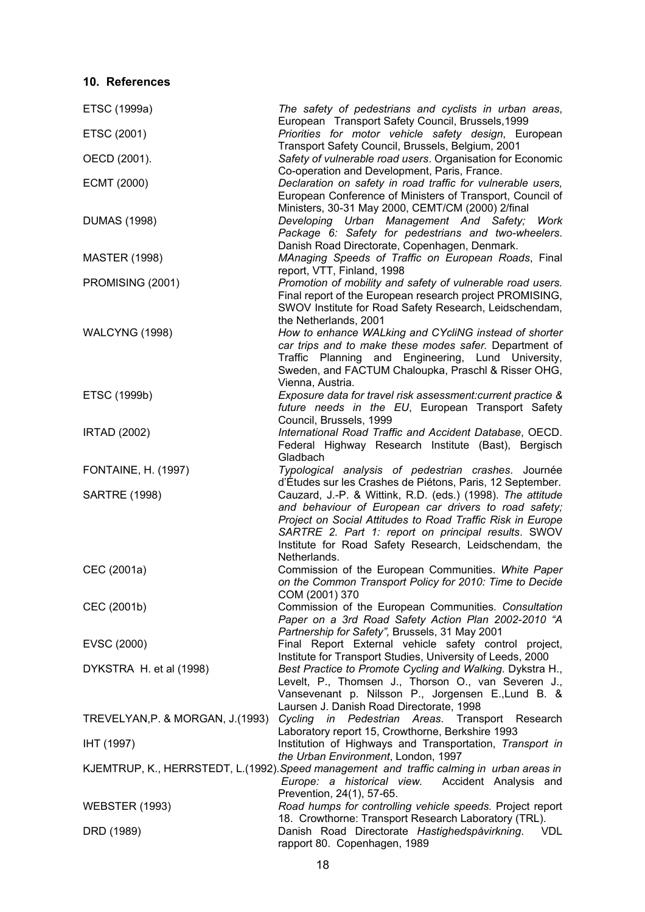## 10. References

ETSC (1999a) *The safety of pedestrians and cyclists in urban areas*, European Transport Safety Council, Brussels,1999

ETSC (2001) *Priorities for motor vehicle safety design*, European Transport Safety Council, Brussels, Belgium, 2001

OECD (2001). *Safety of vulnerable road users*. Organisation for Economic Co-operation and Development, Paris, France.

ECMT (2000) *Declaration on safety in road traffic for vulnerable users,* European Conference of Ministers of Transport, Council of Ministers, 30-31 May 2000, CEMT/CM (2000) 2/final

DUMAS (1998) *Developing Urban Management And Safety; Work Package 6: Safety for pedestrians and two-wheelers*. Danish Road Directorate, Copenhagen, Denmark.

MASTER (1998) *MAnaging Speeds of Traffic on European Roads*, Final report, VTT, Finland, 1998

PROMISING (2001) *Promotion of mobility and safety of vulnerable road users.* Final report of the European research project PROMISING, SWOV Institute for Road Safety Research, Leidschendam, the Netherlands, 2001

WALCYNG (1998) *How to enhance WALking and CYcliNG instead of shorter car trips and to make these modes safer.* Department of Traffic Planning and Engineering, Lund University, Sweden, and FACTUM Chaloupka, Praschl & Risser OHG, Vienna, Austria.

ETSC (1999b) *Exposure data for travel risk assessment:current practice & future needs in the EU*, European Transport Safety Council, Brussels, 1999

IRTAD (2002) *International Road Traffic and Accident Database*, OECD. Federal Highway Research Institute (Bast), Bergisch Gladbach

FONTAINE, H. (1997) *Typological analysis of pedestrian crashes*. Journée d'Études sur les Crashes de Piétons, Paris, 12 September.

SARTRE (1998) Cauzard, J.-P. & Wittink, R.D. (eds.) (1998). *The attitude and behaviour of European car drivers to road safety; Project on Social Attitudes to Road Traffic Risk in Europe SARTRE 2. Part 1: report on principal results*. SWOV Institute for Road Safety Research, Leidschendam, the Netherlands.

CEC (2001a) Commission of the European Communities. *White Paper on the Common Transport Policy for 2010: Time to Decide* COM (2001) 370

CEC (2001b) Commission of the European Communities*. Consultation Paper on a 3rd Road Safety Action Plan 2002-2010 "A Partnership for Safety",* Brussels, 31 May 2001

EVSC (2000) Final Report External vehicle safety control project, Institute for Transport Studies, University of Leeds, 2000

DYKSTRA H. et al (1998) *Best Practice to Promote Cycling and Walking*. Dykstra H., Levelt, P., Thomsen J., Thorson O., van Severen J., Vansevenant p. Nilsson P., Jorgensen E.,Lund B. & Laursen J. Danish Road Directorate, 1998

TREVELYAN,P. & MORGAN, J.(1993) *Cycling in Pedestrian Areas*. Transport Research Laboratory report 15, Crowthorne, Berkshire 1993

IHT (1997) Institution of Highways and Transportation, *Transport in the Urban Environment*, London, 1997

KJEMTRUP, K., HERRSTEDT, L.(1992).*Speed management and traffic calming in urban areas in Europe: a historical view.* Accident Analysis and Prevention, 24(1), 57-65.

WEBSTER (1993) *Road humps for controlling vehicle speeds.* Project report 18. Crowthorne: Transport Research Laboratory (TRL).

DRD (1989) Danish Road Directorate *Hastighedspåvirkning*. VDL rapport 80. Copenhagen, 1989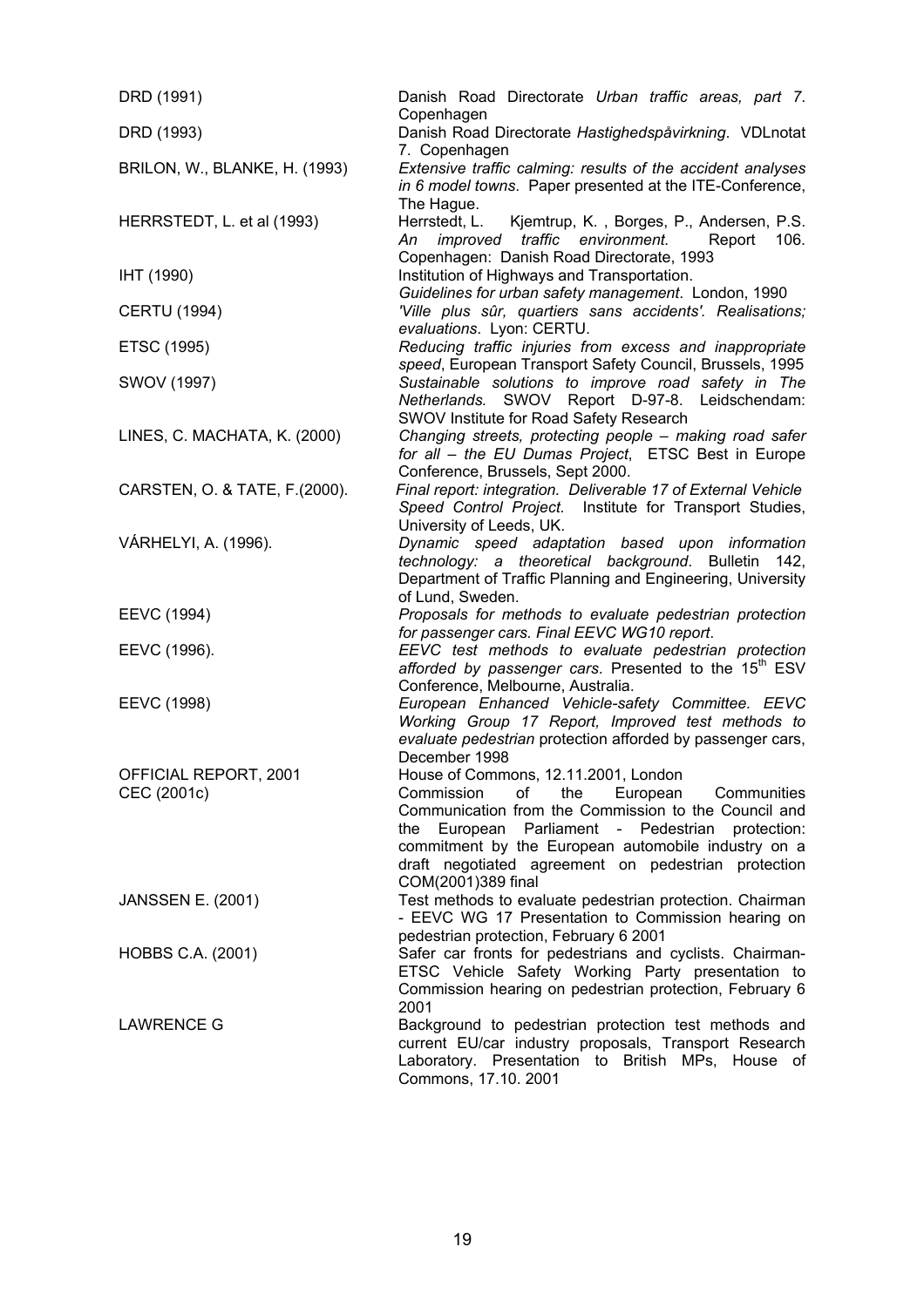| | |
|---|---|
| DRD (1991) | Danish Road Directorate *Urban traffic areas, part 7*. Copenhagen |
| DRD (1993) | Danish Road Directorate *Hastighedspåvirkning*. VDLnotat 7. Copenhagen |
| BRILON, W., BLANKE, H. (1993) | *Extensive traffic calming: results of the accident analyses in 6 model towns*. Paper presented at the ITE-Conference, The Hague. |
| HERRSTEDT, L. et al (1993) | Herrstedt, L. Kjemtrup, K. , Borges, P., Andersen, P.S. *An improved traffic environment.* Report 106. Copenhagen: Danish Road Directorate, 1993 |
| IHT (1990) | Institution of Highways and Transportation. *Guidelines for urban safety management*. London, 1990 |
| CERTU (1994) | *'Ville plus sûr, quartiers sans accidents'. Realisations; evaluations*. Lyon: CERTU. |
| ETSC (1995) | *Reducing traffic injuries from excess and inappropriate speed*, European Transport Safety Council, Brussels, 1995 |
| SWOV (1997) | *Sustainable solutions to improve road safety in The Netherlands.* SWOV Report D-97-8. Leidschendam: SWOV Institute for Road Safety Research |
| LINES, C. MACHATA, K. (2000) | *Changing streets, protecting people – making road safer for all – the EU Dumas Project*, ETSC Best in Europe Conference, Brussels, Sept 2000. |
| CARSTEN, O. & TATE, F.(2000). | *Final report: integration. Deliverable 17 of External Vehicle Speed Control Project.* Institute for Transport Studies, University of Leeds, UK. |
| VÁRHELYI, A. (1996). | *Dynamic speed adaptation based upon information technology: a theoretical background*. Bulletin 142, Department of Traffic Planning and Engineering, University of Lund, Sweden. |
| EEVC (1994) | *Proposals for methods to evaluate pedestrian protection for passenger cars. Final EEVC WG10 report*. |
| EEVC (1996). | *EEVC test methods to evaluate pedestrian protection afforded by passenger cars*. Presented to the 15th ESV Conference, Melbourne, Australia. |
| EEVC (1998) | *European Enhanced Vehicle-safety Committee. EEVC Working Group 17 Report, Improved test methods to evaluate pedestrian* protection afforded by passenger cars, December 1998 |
| OFFICIAL REPORT, 2001 | House of Commons, 12.11.2001, London |
| CEC (2001c) | Commission of the European Communities Communication from the Commission to the Council and the European Parliament - Pedestrian protection: commitment by the European automobile industry on a draft negotiated agreement on pedestrian protection COM(2001)389 final |
| JANSSEN E. (2001) | Test methods to evaluate pedestrian protection. Chairman - EEVC WG 17 Presentation to Commission hearing on pedestrian protection, February 6 2001 |
| HOBBS C.A. (2001) | Safer car fronts for pedestrians and cyclists. Chairman- ETSC Vehicle Safety Working Party presentation to Commission hearing on pedestrian protection, February 6 2001 |
| LAWRENCE G | Background to pedestrian protection test methods and current EU/car industry proposals, Transport Research Laboratory. Presentation to British MPs, House of Commons, 17.10. 2001 |